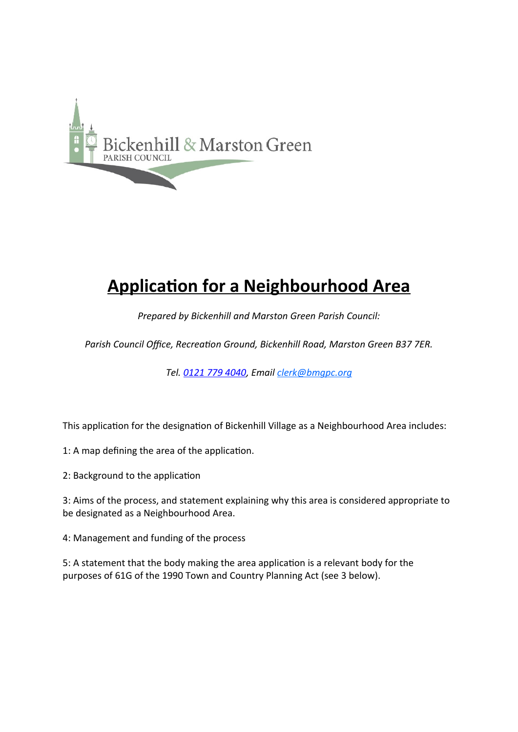Bickenhill & Marston Green
PARISH COUNCIL

# Application for a Neighbourhood Area

*Prepared by Bickenhill and Marston Green Parish Council:*

*Parish Council Office, Recreation Ground, Bickenhill Road, Marston Green B37 7ER.*

*Tel. 0121 779 4040, Email clerk@bmgpc.org*

This application for the designation of Bickenhill Village as a Neighbourhood Area includes:

1: A map defining the area of the application.

2: Background to the application

3: Aims of the process, and statement explaining why this area is considered appropriate to be designated as a Neighbourhood Area.

4: Management and funding of the process

5: A statement that the body making the area application is a relevant body for the purposes of 61G of the 1990 Town and Country Planning Act (see 3 below).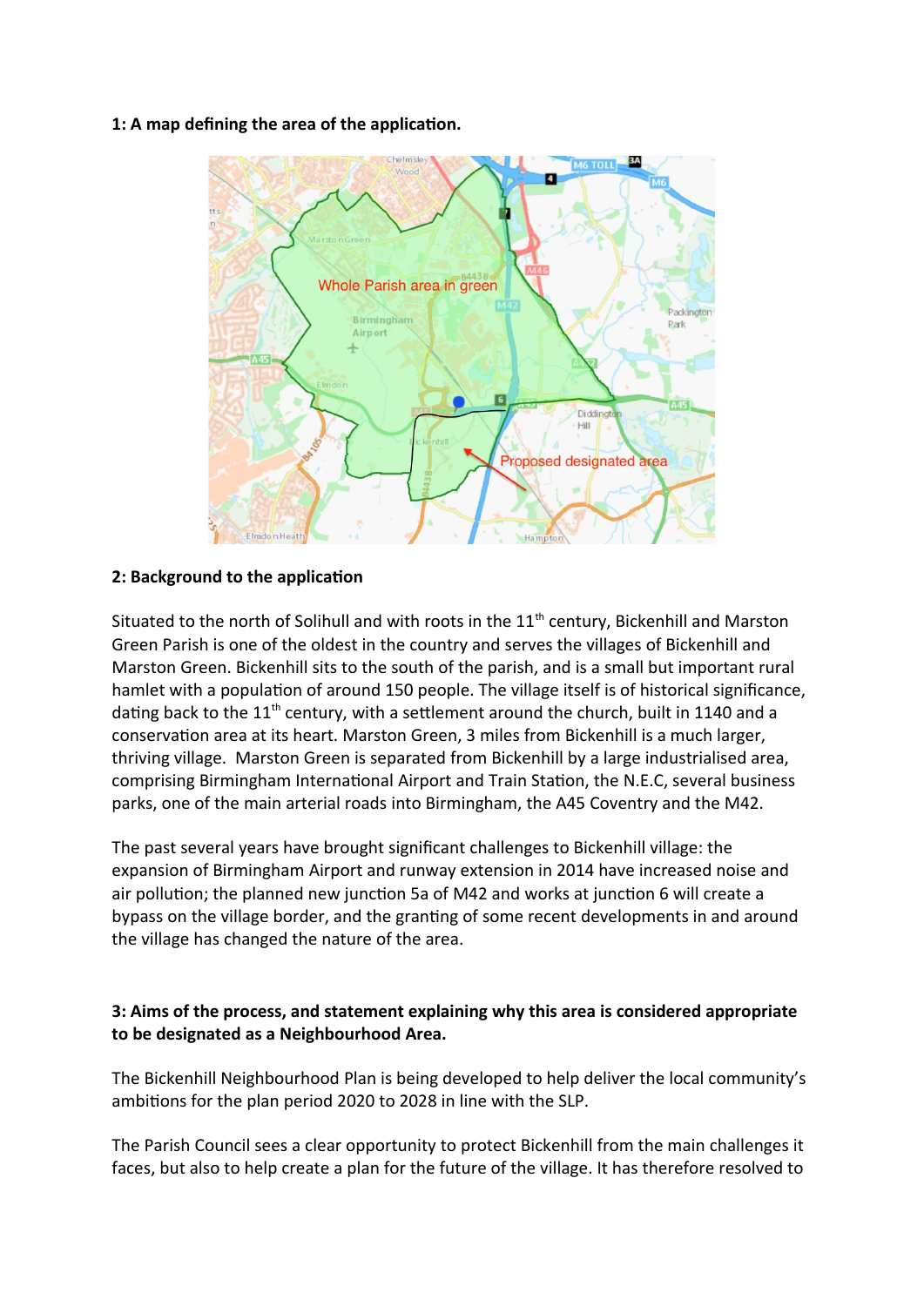**1: A map defining the area of the application.**

**2: Background to the application**

Situated to the north of Solihull and with roots in the 11th century, Bickenhill and Marston Green Parish is one of the oldest in the country and serves the villages of Bickenhill and Marston Green. Bickenhill sits to the south of the parish, and is a small but important rural hamlet with a population of around 150 people. The village itself is of historical significance, dating back to the 11th century, with a settlement around the church, built in 1140 and a conservation area at its heart. Marston Green, 3 miles from Bickenhill is a much larger, thriving village. Marston Green is separated from Bickenhill by a large industrialised area, comprising Birmingham International Airport and Train Station, the N.E.C, several business parks, one of the main arterial roads into Birmingham, the A45 Coventry and the M42.

The past several years have brought significant challenges to Bickenhill village: the expansion of Birmingham Airport and runway extension in 2014 have increased noise and air pollution; the planned new junction 5a of M42 and works at junction 6 will create a bypass on the village border, and the granting of some recent developments in and around the village has changed the nature of the area.

**3: Aims of the process, and statement explaining why this area is considered appropriate to be designated as a Neighbourhood Area.**

The Bickenhill Neighbourhood Plan is being developed to help deliver the local community's ambitions for the plan period 2020 to 2028 in line with the SLP.

The Parish Council sees a clear opportunity to protect Bickenhill from the main challenges it faces, but also to help create a plan for the future of the village. It has therefore resolved to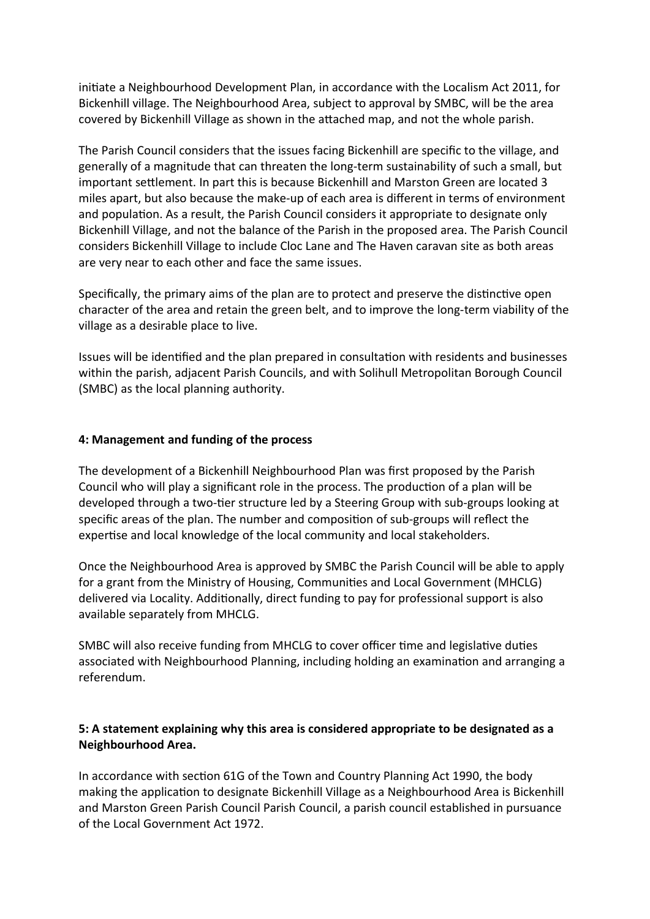initiate a Neighbourhood Development Plan, in accordance with the Localism Act 2011, for Bickenhill village. The Neighbourhood Area, subject to approval by SMBC, will be the area covered by Bickenhill Village as shown in the attached map, and not the whole parish.

The Parish Council considers that the issues facing Bickenhill are specific to the village, and generally of a magnitude that can threaten the long-term sustainability of such a small, but important settlement. In part this is because Bickenhill and Marston Green are located 3 miles apart, but also because the make-up of each area is different in terms of environment and population. As a result, the Parish Council considers it appropriate to designate only Bickenhill Village, and not the balance of the Parish in the proposed area. The Parish Council considers Bickenhill Village to include Cloc Lane and The Haven caravan site as both areas are very near to each other and face the same issues.

Specifically, the primary aims of the plan are to protect and preserve the distinctive open character of the area and retain the green belt, and to improve the long-term viability of the village as a desirable place to live.

Issues will be identified and the plan prepared in consultation with residents and businesses within the parish, adjacent Parish Councils, and with Solihull Metropolitan Borough Council (SMBC) as the local planning authority.

**4: Management and funding of the process**

The development of a Bickenhill Neighbourhood Plan was first proposed by the Parish Council who will play a significant role in the process. The production of a plan will be developed through a two-tier structure led by a Steering Group with sub-groups looking at specific areas of the plan. The number and composition of sub-groups will reflect the expertise and local knowledge of the local community and local stakeholders.

Once the Neighbourhood Area is approved by SMBC the Parish Council will be able to apply for a grant from the Ministry of Housing, Communities and Local Government (MHCLG) delivered via Locality. Additionally, direct funding to pay for professional support is also available separately from MHCLG.

SMBC will also receive funding from MHCLG to cover officer time and legislative duties associated with Neighbourhood Planning, including holding an examination and arranging a referendum.

**5: A statement explaining why this area is considered appropriate to be designated as a Neighbourhood Area.**

In accordance with section 61G of the Town and Country Planning Act 1990, the body making the application to designate Bickenhill Village as a Neighbourhood Area is Bickenhill and Marston Green Parish Council Parish Council, a parish council established in pursuance of the Local Government Act 1972.